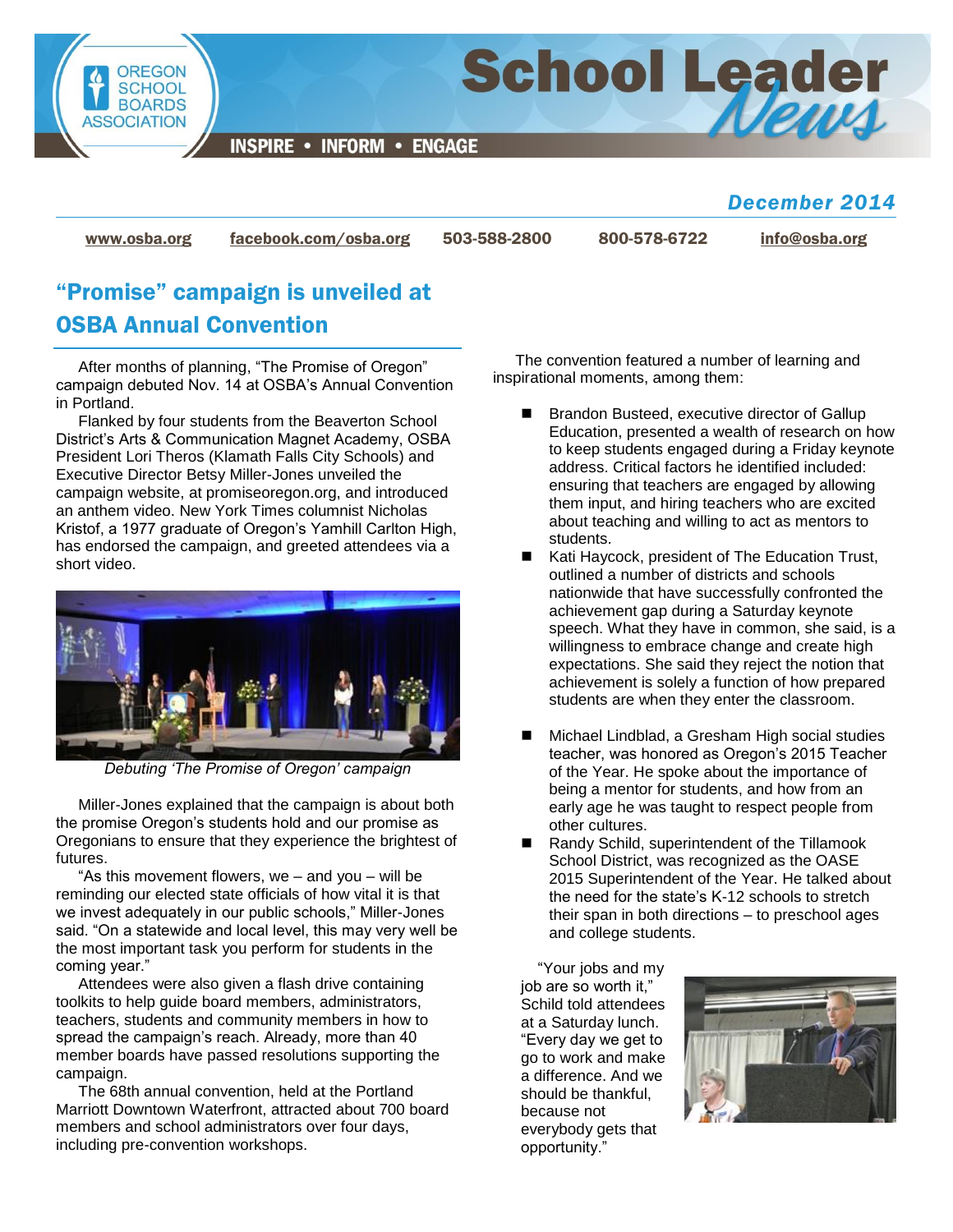# School Leader News

**OREGON SCHOOL BOARDS ASSOCIATION**

INSPIRE • INFORM • ENGAGE

*December 2014*

www.osba.org | facebook.com/osba.org | 503-588-2800 | 800-578-6722 | info@osba.org

## "Promise" campaign is unveiled at OSBA Annual Convention

After months of planning, "The Promise of Oregon" campaign debuted Nov. 14 at OSBA's Annual Convention in Portland.

Flanked by four students from the Beaverton School District's Arts & Communication Magnet Academy, OSBA President Lori Theros (Klamath Falls City Schools) and Executive Director Betsy Miller-Jones unveiled the campaign website, at promiseoregon.org, and introduced an anthem video. New York Times columnist Nicholas Kristof, a 1977 graduate of Oregon's Yamhill Carlton High, has endorsed the campaign, and greeted attendees via a short video.

*Debuting 'The Promise of Oregon' campaign*

Miller-Jones explained that the campaign is about both the promise Oregon's students hold and our promise as Oregonians to ensure that they experience the brightest of futures.

"As this movement flowers, we – and you – will be reminding our elected state officials of how vital it is that we invest adequately in our public schools," Miller-Jones said. "On a statewide and local level, this may very well be the most important task you perform for students in the coming year."

Attendees were also given a flash drive containing toolkits to help guide board members, administrators, teachers, students and community members in how to spread the campaign's reach. Already, more than 40 member boards have passed resolutions supporting the campaign.

The 68th annual convention, held at the Portland Marriott Downtown Waterfront, attracted about 700 board members and school administrators over four days, including pre-convention workshops.

The convention featured a number of learning and inspirational moments, among them:

- Brandon Busteed, executive director of Gallup Education, presented a wealth of research on how to keep students engaged during a Friday keynote address. Critical factors he identified included: ensuring that teachers are engaged by allowing them input, and hiring teachers who are excited about teaching and willing to act as mentors to students.
- Kati Haycock, president of The Education Trust, outlined a number of districts and schools nationwide that have successfully confronted the achievement gap during a Saturday keynote speech. What they have in common, she said, is a willingness to embrace change and create high expectations. She said they reject the notion that achievement is solely a function of how prepared students are when they enter the classroom.
- Michael Lindblad, a Gresham High social studies teacher, was honored as Oregon's 2015 Teacher of the Year. He spoke about the importance of being a mentor for students, and how from an early age he was taught to respect people from other cultures.
- Randy Schild, superintendent of the Tillamook School District, was recognized as the OASE 2015 Superintendent of the Year. He talked about the need for the state's K-12 schools to stretch their span in both directions – to preschool ages and college students.

"Your jobs and my job are so worth it," Schild told attendees at a Saturday lunch. "Every day we get to go to work and make a difference. And we should be thankful, because not everybody gets that opportunity."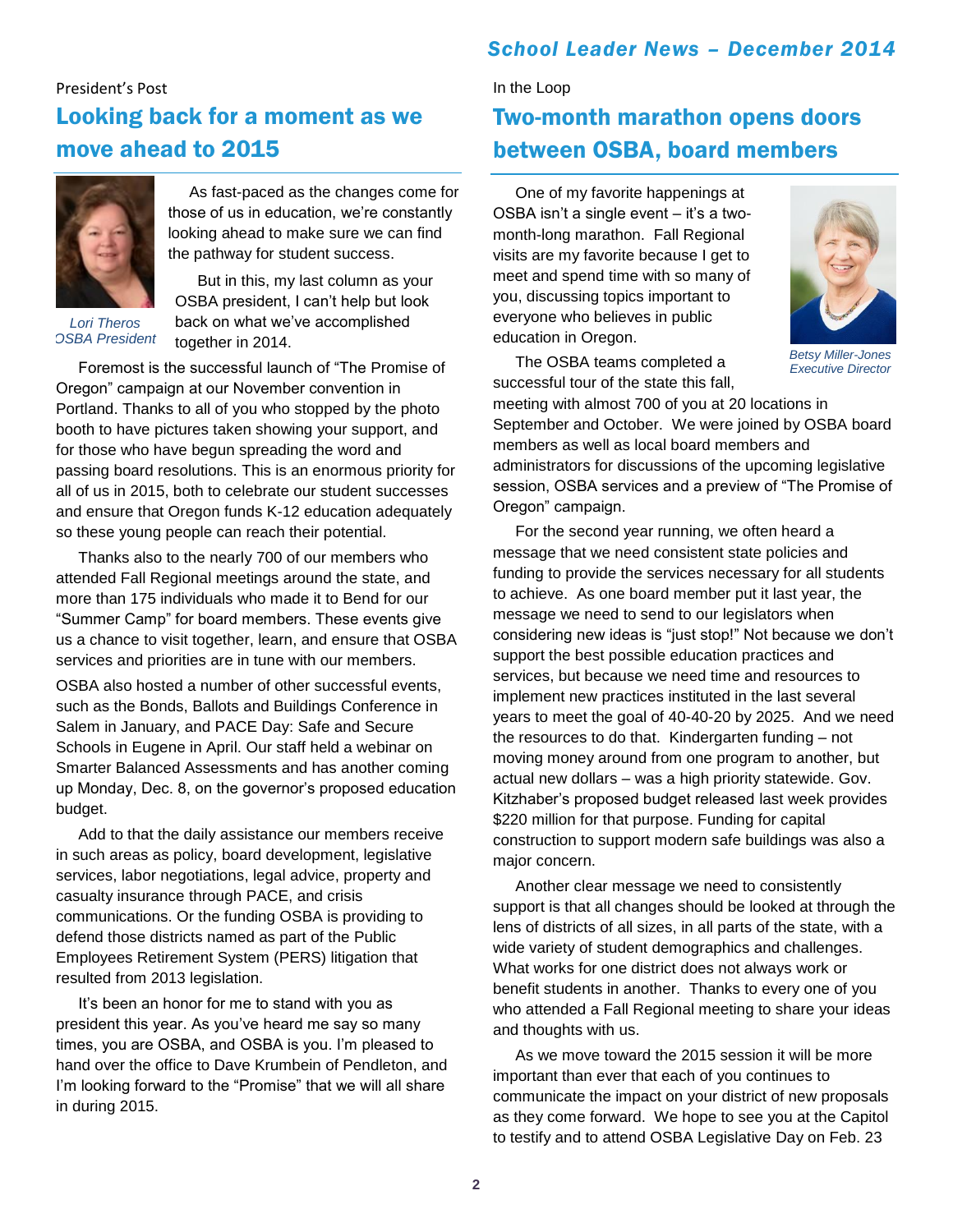President's Post

## Looking back for a moment as we move ahead to 2015

*Lori Theros*
*OSBA President*

As fast-paced as the changes come for those of us in education, we're constantly looking ahead to make sure we can find the pathway for student success.

But in this, my last column as your OSBA president, I can't help but look back on what we've accomplished together in 2014.

Foremost is the successful launch of "The Promise of Oregon" campaign at our November convention in Portland. Thanks to all of you who stopped by the photo booth to have pictures taken showing your support, and for those who have begun spreading the word and passing board resolutions. This is an enormous priority for all of us in 2015, both to celebrate our student successes and ensure that Oregon funds K-12 education adequately so these young people can reach their potential.

Thanks also to the nearly 700 of our members who attended Fall Regional meetings around the state, and more than 175 individuals who made it to Bend for our "Summer Camp" for board members. These events give us a chance to visit together, learn, and ensure that OSBA services and priorities are in tune with our members.

OSBA also hosted a number of other successful events, such as the Bonds, Ballots and Buildings Conference in Salem in January, and PACE Day: Safe and Secure Schools in Eugene in April. Our staff held a webinar on Smarter Balanced Assessments and has another coming up Monday, Dec. 8, on the governor's proposed education budget.

Add to that the daily assistance our members receive in such areas as policy, board development, legislative services, labor negotiations, legal advice, property and casualty insurance through PACE, and crisis communications. Or the funding OSBA is providing to defend those districts named as part of the Public Employees Retirement System (PERS) litigation that resulted from 2013 legislation.

It's been an honor for me to stand with you as president this year. As you've heard me say so many times, you are OSBA, and OSBA is you. I'm pleased to hand over the office to Dave Krumbein of Pendleton, and I'm looking forward to the "Promise" that we will all share in during 2015.

In the Loop

## Two-month marathon opens doors between OSBA, board members

*Betsy Miller-Jones*
*Executive Director*

One of my favorite happenings at OSBA isn't a single event – it's a two-month-long marathon. Fall Regional visits are my favorite because I get to meet and spend time with so many of you, discussing topics important to everyone who believes in public education in Oregon.

The OSBA teams completed a successful tour of the state this fall, meeting with almost 700 of you at 20 locations in September and October. We were joined by OSBA board members as well as local board members and administrators for discussions of the upcoming legislative session, OSBA services and a preview of "The Promise of Oregon" campaign.

For the second year running, we often heard a message that we need consistent state policies and funding to provide the services necessary for all students to achieve. As one board member put it last year, the message we need to send to our legislators when considering new ideas is "just stop!" Not because we don't support the best possible education practices and services, but because we need time and resources to implement new practices instituted in the last several years to meet the goal of 40-40-20 by 2025. And we need the resources to do that. Kindergarten funding – not moving money around from one program to another, but actual new dollars – was a high priority statewide. Gov. Kitzhaber's proposed budget released last week provides $220 million for that purpose. Funding for capital construction to support modern safe buildings was also a major concern.

Another clear message we need to consistently support is that all changes should be looked at through the lens of districts of all sizes, in all parts of the state, with a wide variety of student demographics and challenges. What works for one district does not always work or benefit students in another. Thanks to every one of you who attended a Fall Regional meeting to share your ideas and thoughts with us.

As we move toward the 2015 session it will be more important than ever that each of you continues to communicate the impact on your district of new proposals as they come forward. We hope to see you at the Capitol to testify and to attend OSBA Legislative Day on Feb. 23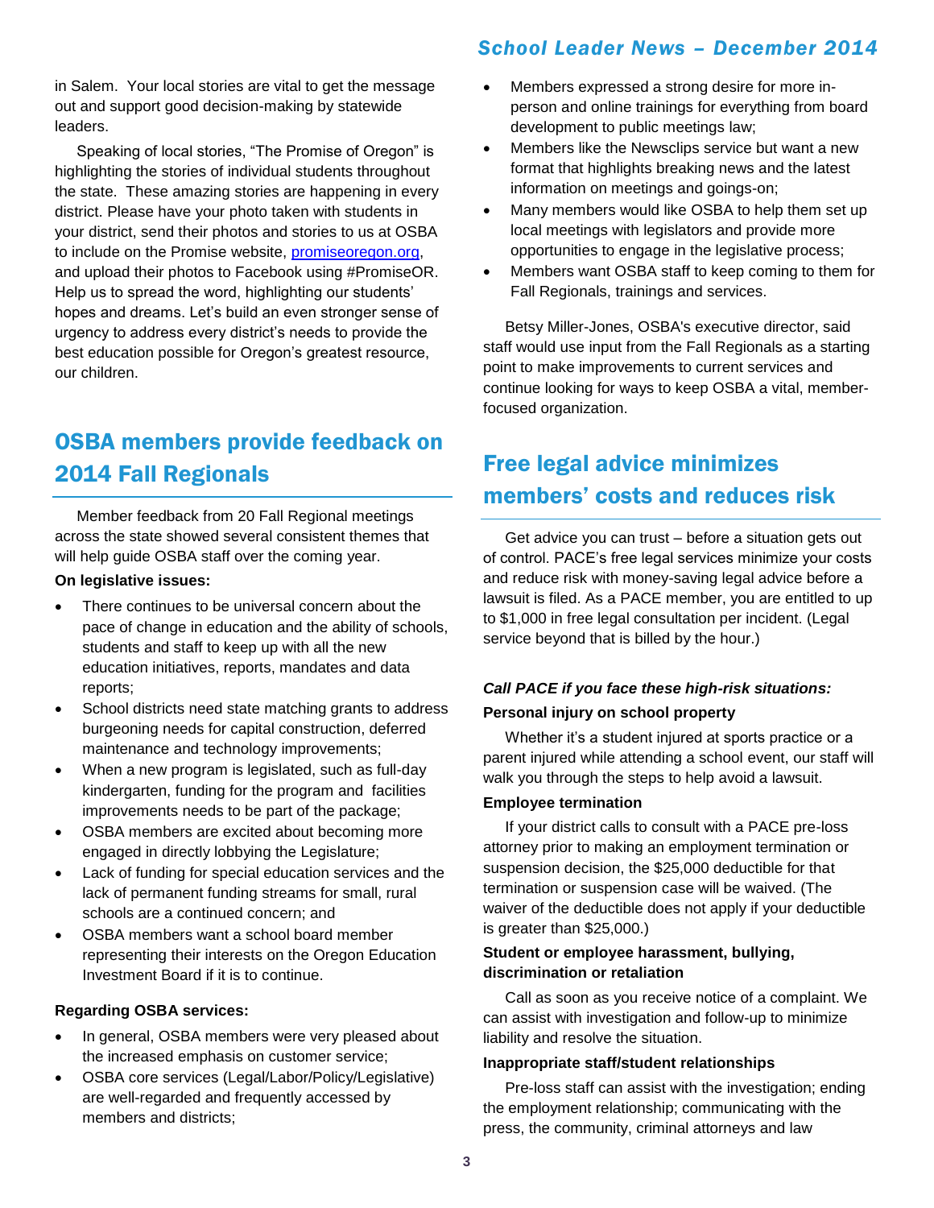in Salem. Your local stories are vital to get the message out and support good decision-making by statewide leaders.

Speaking of local stories, "The Promise of Oregon" is highlighting the stories of individual students throughout the state. These amazing stories are happening in every district. Please have your photo taken with students in your district, send their photos and stories to us at OSBA to include on the Promise website, [promiseoregon.org](http://promiseoregon.org), and upload their photos to Facebook using #PromiseOR. Help us to spread the word, highlighting our students' hopes and dreams. Let's build an even stronger sense of urgency to address every district's needs to provide the best education possible for Oregon's greatest resource, our children.

## OSBA members provide feedback on 2014 Fall Regionals

Member feedback from 20 Fall Regional meetings across the state showed several consistent themes that will help guide OSBA staff over the coming year.

**On legislative issues:**

- There continues to be universal concern about the pace of change in education and the ability of schools, students and staff to keep up with all the new education initiatives, reports, mandates and data reports;
- School districts need state matching grants to address burgeoning needs for capital construction, deferred maintenance and technology improvements;
- When a new program is legislated, such as full-day kindergarten, funding for the program and facilities improvements needs to be part of the package;
- OSBA members are excited about becoming more engaged in directly lobbying the Legislature;
- Lack of funding for special education services and the lack of permanent funding streams for small, rural schools are a continued concern; and
- OSBA members want a school board member representing their interests on the Oregon Education Investment Board if it is to continue.

**Regarding OSBA services:**

- In general, OSBA members were very pleased about the increased emphasis on customer service;
- OSBA core services (Legal/Labor/Policy/Legislative) are well-regarded and frequently accessed by members and districts;
- Members expressed a strong desire for more in-person and online trainings for everything from board development to public meetings law;
- Members like the Newsclips service but want a new format that highlights breaking news and the latest information on meetings and goings-on;
- Many members would like OSBA to help them set up local meetings with legislators and provide more opportunities to engage in the legislative process;
- Members want OSBA staff to keep coming to them for Fall Regionals, trainings and services.

Betsy Miller-Jones, OSBA's executive director, said staff would use input from the Fall Regionals as a starting point to make improvements to current services and continue looking for ways to keep OSBA a vital, member-focused organization.

## Free legal advice minimizes members' costs and reduces risk

Get advice you can trust – before a situation gets out of control. PACE's free legal services minimize your costs and reduce risk with money-saving legal advice before a lawsuit is filed. As a PACE member, you are entitled to up to $1,000 in free legal consultation per incident. (Legal service beyond that is billed by the hour.)

***Call PACE if you face these high-risk situations:***

**Personal injury on school property**

Whether it's a student injured at sports practice or a parent injured while attending a school event, our staff will walk you through the steps to help avoid a lawsuit.

**Employee termination**

If your district calls to consult with a PACE pre-loss attorney prior to making an employment termination or suspension decision, the $25,000 deductible for that termination or suspension case will be waived. (The waiver of the deductible does not apply if your deductible is greater than $25,000.)

**Student or employee harassment, bullying, discrimination or retaliation**

Call as soon as you receive notice of a complaint. We can assist with investigation and follow-up to minimize liability and resolve the situation.

**Inappropriate staff/student relationships**

Pre-loss staff can assist with the investigation; ending the employment relationship; communicating with the press, the community, criminal attorneys and law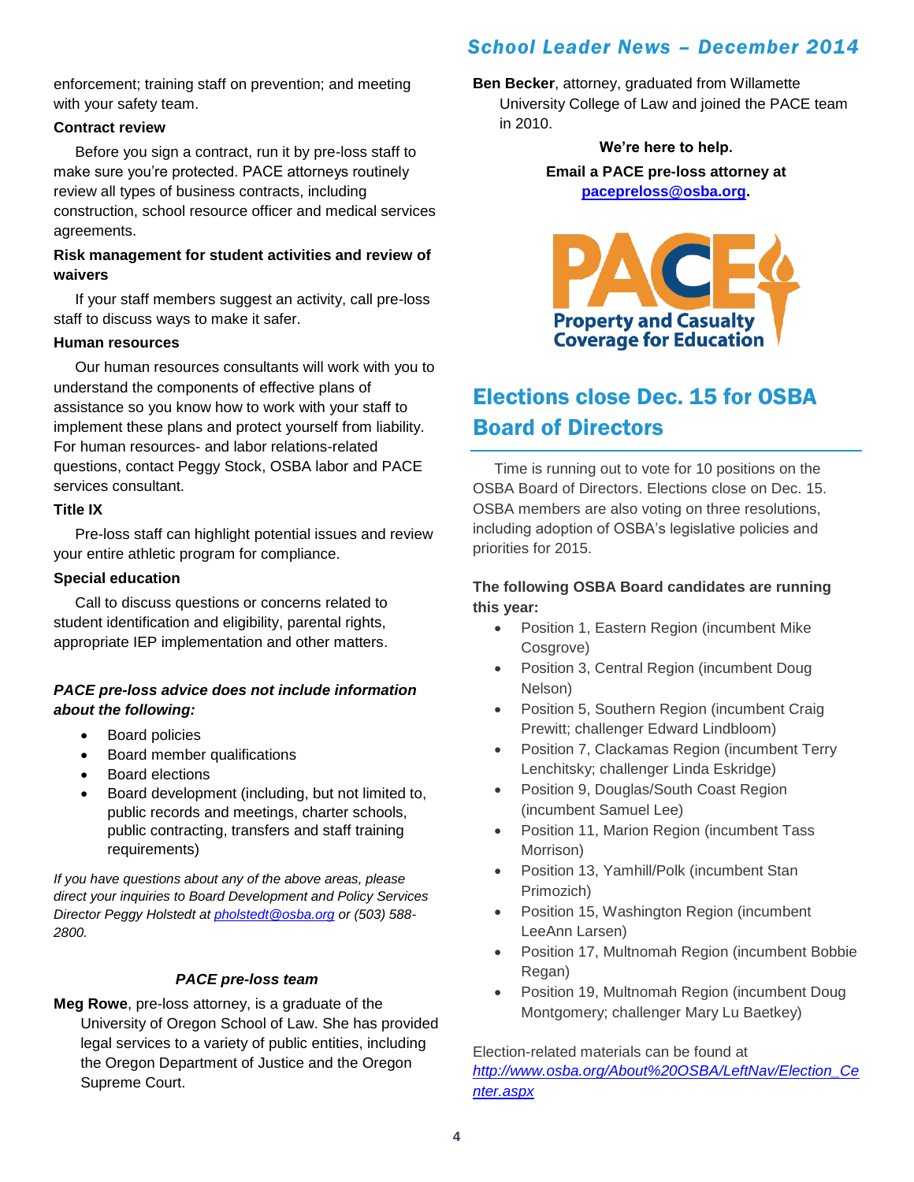enforcement; training staff on prevention; and meeting with your safety team.

**Contract review**

Before you sign a contract, run it by pre-loss staff to make sure you're protected. PACE attorneys routinely review all types of business contracts, including construction, school resource officer and medical services agreements.

**Risk management for student activities and review of waivers**

If your staff members suggest an activity, call pre-loss staff to discuss ways to make it safer.

**Human resources**

Our human resources consultants will work with you to understand the components of effective plans of assistance so you know how to work with your staff to implement these plans and protect yourself from liability. For human resources- and labor relations-related questions, contact Peggy Stock, OSBA labor and PACE services consultant.

**Title IX**

Pre-loss staff can highlight potential issues and review your entire athletic program for compliance.

**Special education**

Call to discuss questions or concerns related to student identification and eligibility, parental rights, appropriate IEP implementation and other matters.

***PACE pre-loss advice does not include information about the following:***

- Board policies
- Board member qualifications
- Board elections
- Board development (including, but not limited to, public records and meetings, charter schools, public contracting, transfers and staff training requirements)

*If you have questions about any of the above areas, please direct your inquiries to Board Development and Policy Services Director Peggy Holstedt at [pholstedt@osba.org](mailto:pholstedt@osba.org) or (503) 588-2800.*

***PACE pre-loss team***

**Meg Rowe**, pre-loss attorney, is a graduate of the University of Oregon School of Law. She has provided legal services to a variety of public entities, including the Oregon Department of Justice and the Oregon Supreme Court.

**Ben Becker**, attorney, graduated from Willamette University College of Law and joined the PACE team in 2010.

**We're here to help.**

**Email a PACE pre-loss attorney at [pacepreloss@osba.org](mailto:pacepreloss@osba.org).**

PACE
Property and Casualty Coverage for Education

## Elections close Dec. 15 for OSBA Board of Directors

Time is running out to vote for 10 positions on the OSBA Board of Directors. Elections close on Dec. 15. OSBA members are also voting on three resolutions, including adoption of OSBA's legislative policies and priorities for 2015.

**The following OSBA Board candidates are running this year:**

- Position 1, Eastern Region (incumbent Mike Cosgrove)
- Position 3, Central Region (incumbent Doug Nelson)
- Position 5, Southern Region (incumbent Craig Prewitt; challenger Edward Lindbloom)
- Position 7, Clackamas Region (incumbent Terry Lenchitsky; challenger Linda Eskridge)
- Position 9, Douglas/South Coast Region (incumbent Samuel Lee)
- Position 11, Marion Region (incumbent Tass Morrison)
- Position 13, Yamhill/Polk (incumbent Stan Primozich)
- Position 15, Washington Region (incumbent LeeAnn Larsen)
- Position 17, Multnomah Region (incumbent Bobbie Regan)
- Position 19, Multnomah Region (incumbent Doug Montgomery; challenger Mary Lu Baetkey)

Election-related materials can be found at [http://www.osba.org/About%20OSBA/LeftNav/Election_Center.aspx](http://www.osba.org/About%20OSBA/LeftNav/Election_Center.aspx)